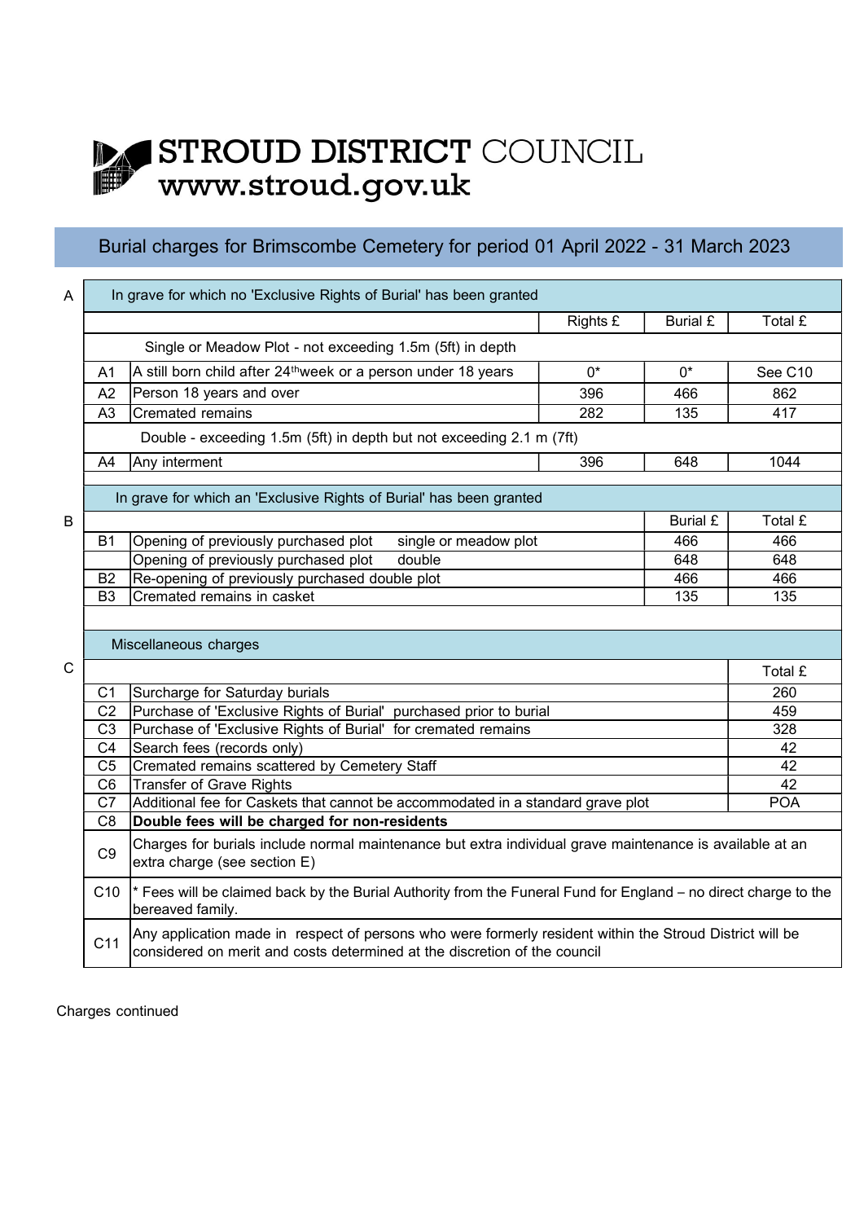**STROUD DISTRICT COUNCIL**
**www.stroud.gov.uk**

## Burial charges for Brimscombe Cemetery for period 01 April 2022 - 31 March 2023

### A — In grave for which no 'Exclusive Rights of Burial' has been granted

| | | Rights £ | Burial £ | Total £ |
|---|---|---|---|---|
| | **Single or Meadow Plot - not exceeding 1.5m (5ft) in depth** | | | |
| A1 | A still born child after 24th week or a person under 18 years | 0* | 0* | See C10 |
| A2 | Person 18 years and over | 396 | 466 | 862 |
| A3 | Cremated remains | 282 | 135 | 417 |
| | **Double - exceeding 1.5m (5ft) in depth but not exceeding 2.1 m (7ft)** | | | |
| A4 | Any interment | 396 | 648 | 1044 |

### B — In grave for which an 'Exclusive Rights of Burial' has been granted

| | | Burial £ | Total £ |
|---|---|---|---|
| B1 | Opening of previously purchased plot single or meadow plot | 466 | 466 |
| | Opening of previously purchased plot double | 648 | 648 |
| B2 | Re-opening of previously purchased double plot | 466 | 466 |
| B3 | Cremated remains in casket | 135 | 135 |

### C — Miscellaneous charges

| | | Total £ |
|---|---|---|
| C1 | Surcharge for Saturday burials | 260 |
| C2 | Purchase of 'Exclusive Rights of Burial' purchased prior to burial | 459 |
| C3 | Purchase of 'Exclusive Rights of Burial' for cremated remains | 328 |
| C4 | Search fees (records only) | 42 |
| C5 | Cremated remains scattered by Cemetery Staff | 42 |
| C6 | Transfer of Grave Rights | 42 |
| C7 | Additional fee for Caskets that cannot be accommodated in a standard grave plot | POA |
| C8 | **Double fees will be charged for non-residents** | |
| C9 | Charges for burials include normal maintenance but extra individual grave maintenance is available at an extra charge (see section E) | |
| C10 | * Fees will be claimed back by the Burial Authority from the Funeral Fund for England – no direct charge to the bereaved family. | |
| C11 | Any application made in respect of persons who were formerly resident within the Stroud District will be considered on merit and costs determined at the discretion of the council | |

Charges continued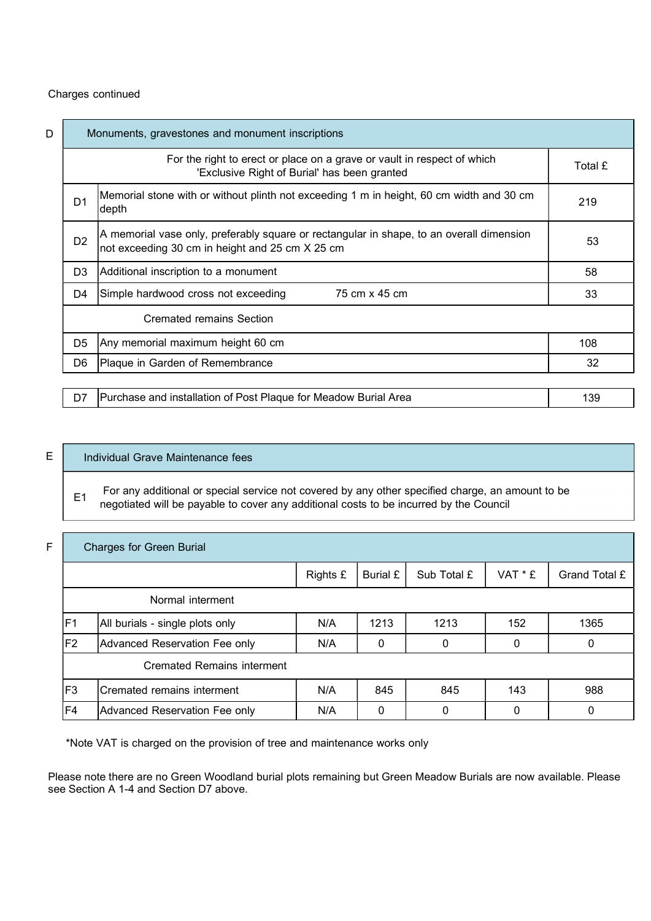Charges continued

## D Monuments, gravestones and monument inscriptions

| | For the right to erect or place on a grave or vault in respect of which 'Exclusive Right of Burial' has been granted | Total £ |
|---|---|---|
| D1 | Memorial stone with or without plinth not exceeding 1 m in height, 60 cm width and 30 cm depth | 219 |
| D2 | A memorial vase only, preferably square or rectangular in shape, to an overall dimension not exceeding 30 cm in height and 25 cm X 25 cm | 53 |
| D3 | Additional inscription to a monument | 58 |
| D4 | Simple hardwood cross not exceeding 75 cm x 45 cm | 33 |
| | Cremated remains Section | |
| D5 | Any memorial maximum height 60 cm | 108 |
| D6 | Plaque in Garden of Remembrance | 32 |
| D7 | Purchase and installation of Post Plaque for Meadow Burial Area | 139 |

## E Individual Grave Maintenance fees

| | |
|---|---|
| E1 | For any additional or special service not covered by any other specified charge, an amount to be negotiated will be payable to cover any additional costs to be incurred by the Council |

## F Charges for Green Burial

| | | Rights £ | Burial £ | Sub Total £ | VAT * £ | Grand Total £ |
|---|---|---|---|---|---|---|
| | Normal interment | | | | | |
| F1 | All burials - single plots only | N/A | 1213 | 1213 | 152 | 1365 |
| F2 | Advanced Reservation Fee only | N/A | 0 | 0 | 0 | 0 |
| | Cremated Remains interment | | | | | |
| F3 | Cremated remains interment | N/A | 845 | 845 | 143 | 988 |
| F4 | Advanced Reservation Fee only | N/A | 0 | 0 | 0 | 0 |

*Note VAT is charged on the provision of tree and maintenance works only

Please note there are no Green Woodland burial plots remaining but Green Meadow Burials are now available. Please see Section A 1-4 and Section D7 above.